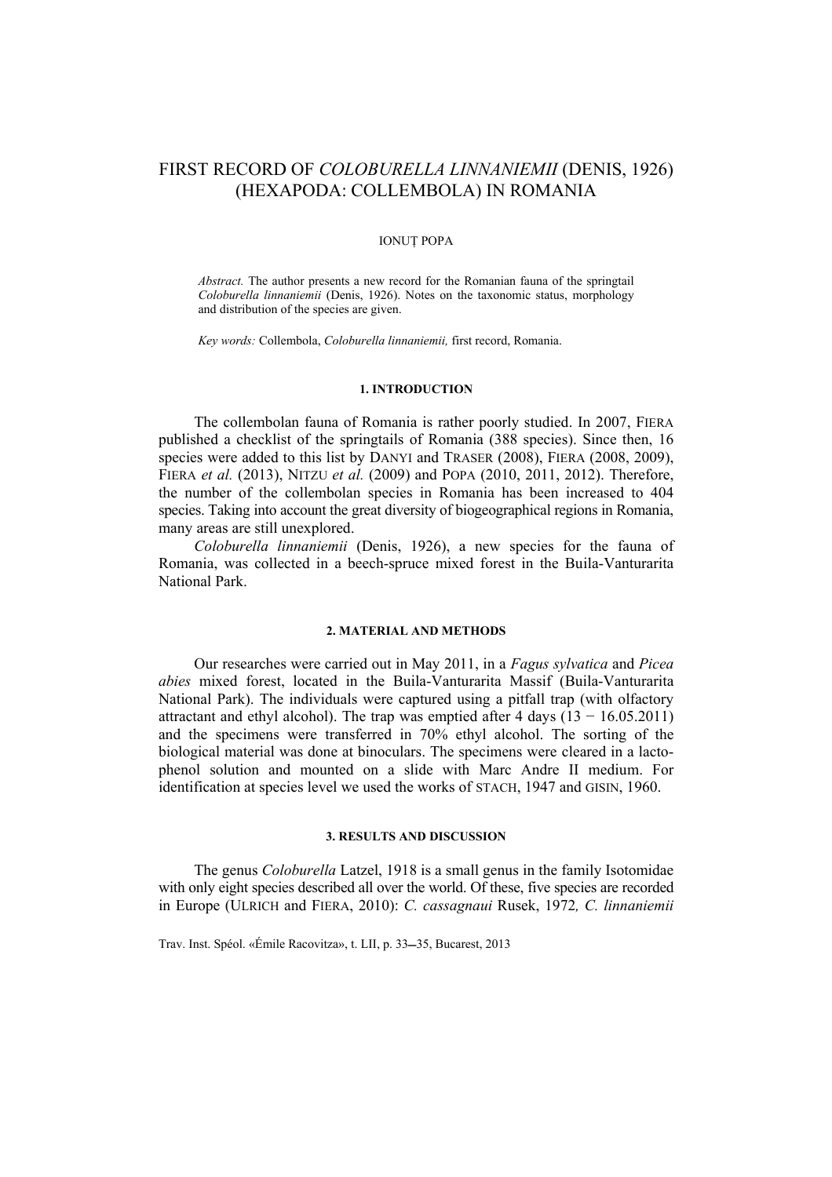# FIRST RECORD OF *COLOBURELLA LINNANIEMII* (DENIS, 1926) (HEXAPODA: COLLEMBOLA) IN ROMANIA

IONUȚ POPA

*Abstract.* The author presents a new record for the Romanian fauna of the springtail *Coloburella linnaniemii* (Denis, 1926). Notes on the taxonomic status, morphology and distribution of the species are given.

*Key words:* Collembola, *Coloburella linnaniemii,* first record, Romania.

## 1. INTRODUCTION

The collembolan fauna of Romania is rather poorly studied. In 2007, FIERA published a checklist of the springtails of Romania (388 species). Since then, 16 species were added to this list by DANYI and TRASER (2008), FIERA (2008, 2009), FIERA *et al.* (2013), NITZU *et al.* (2009) and POPA (2010, 2011, 2012). Therefore, the number of the collembolan species in Romania has been increased to 404 species. Taking into account the great diversity of biogeographical regions in Romania, many areas are still unexplored.

*Coloburella linnaniemii* (Denis, 1926), a new species for the fauna of Romania, was collected in a beech-spruce mixed forest in the Buila-Vanturarita National Park.

## 2. MATERIAL AND METHODS

Our researches were carried out in May 2011, in a *Fagus sylvatica* and *Picea abies* mixed forest, located in the Buila-Vanturarita Massif (Buila-Vanturarita National Park). The individuals were captured using a pitfall trap (with olfactory attractant and ethyl alcohol). The trap was emptied after 4 days (13 − 16.05.2011) and the specimens were transferred in 70% ethyl alcohol. The sorting of the biological material was done at binoculars. The specimens were cleared in a lacto-phenol solution and mounted on a slide with Marc Andre II medium. For identification at species level we used the works of STACH, 1947 and GISIN, 1960.

## 3. RESULTS AND DISCUSSION

The genus *Coloburella* Latzel, 1918 is a small genus in the family Isotomidae with only eight species described all over the world. Of these, five species are recorded in Europe (ULRICH and FIERA, 2010): *C. cassagnaui* Rusek, 1972*, C. linnaniemii*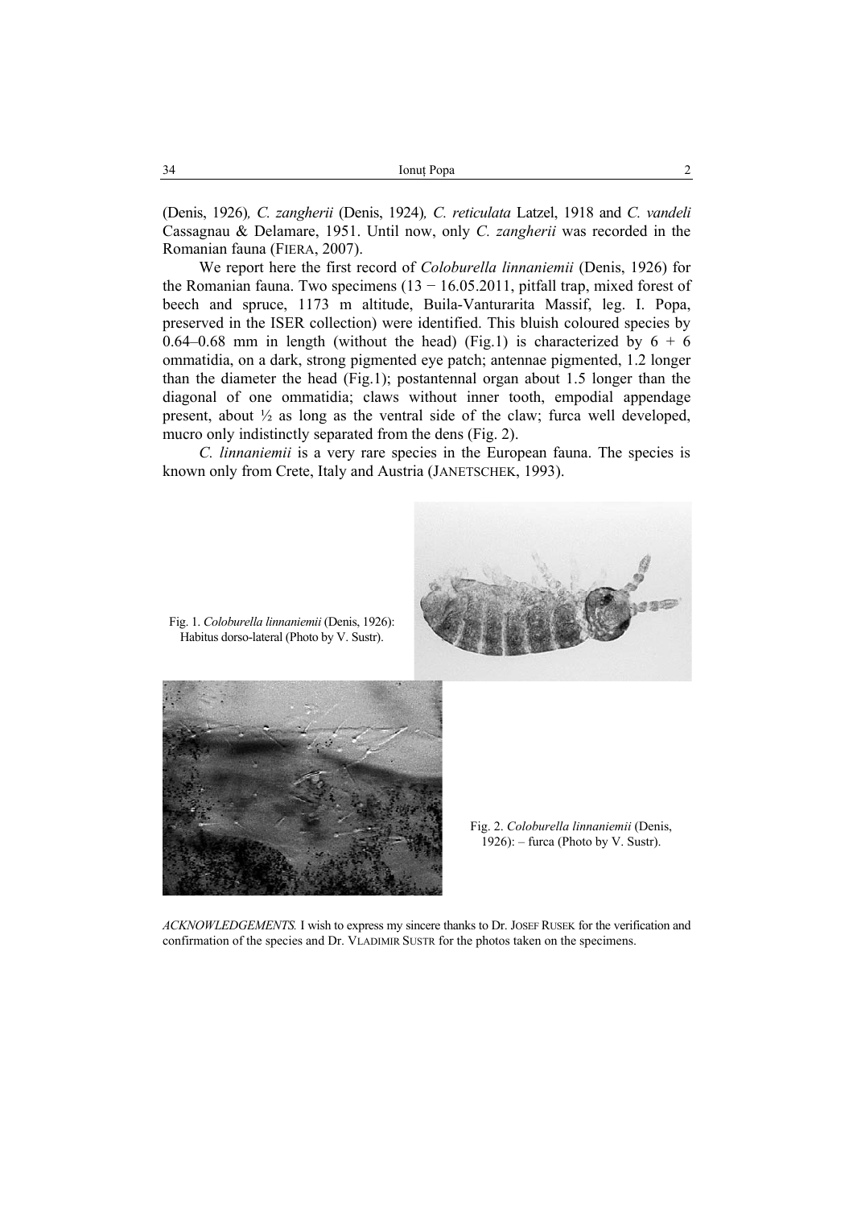(Denis, 1926)*, C. zangherii* (Denis, 1924)*, C. reticulata* Latzel, 1918 and *C. vandeli* Cassagnau & Delamare, 1951. Until now, only *C. zangherii* was recorded in the Romanian fauna (FIERA, 2007).

We report here the first record of *Coloburella linnaniemii* (Denis, 1926) for the Romanian fauna. Two specimens (13 − 16.05.2011, pitfall trap, mixed forest of beech and spruce, 1173 m altitude, Buila-Vanturarita Massif, leg. I. Popa, preserved in the ISER collection) were identified. This bluish coloured species by 0.64–0.68 mm in length (without the head) (Fig.1) is characterized by 6 + 6 ommatidia, on a dark, strong pigmented eye patch; antennae pigmented, 1.2 longer than the diameter the head (Fig.1); postantennal organ about 1.5 longer than the diagonal of one ommatidia; claws without inner tooth, empodial appendage present, about ½ as long as the ventral side of the claw; furca well developed, mucro only indistinctly separated from the dens (Fig. 2).

*C. linnaniemii* is a very rare species in the European fauna. The species is known only from Crete, Italy and Austria (JANETSCHEK, 1993).

Fig. 1. *Coloburella linnaniemii* (Denis, 1926): Habitus dorso-lateral (Photo by V. Sustr).

Fig. 2. *Coloburella linnaniemii* (Denis, 1926): – furca (Photo by V. Sustr).

*ACKNOWLEDGEMENTS.* I wish to express my sincere thanks to Dr. JOSEF RUSEK for the verification and confirmation of the species and Dr. VLADIMIR SUSTR for the photos taken on the specimens.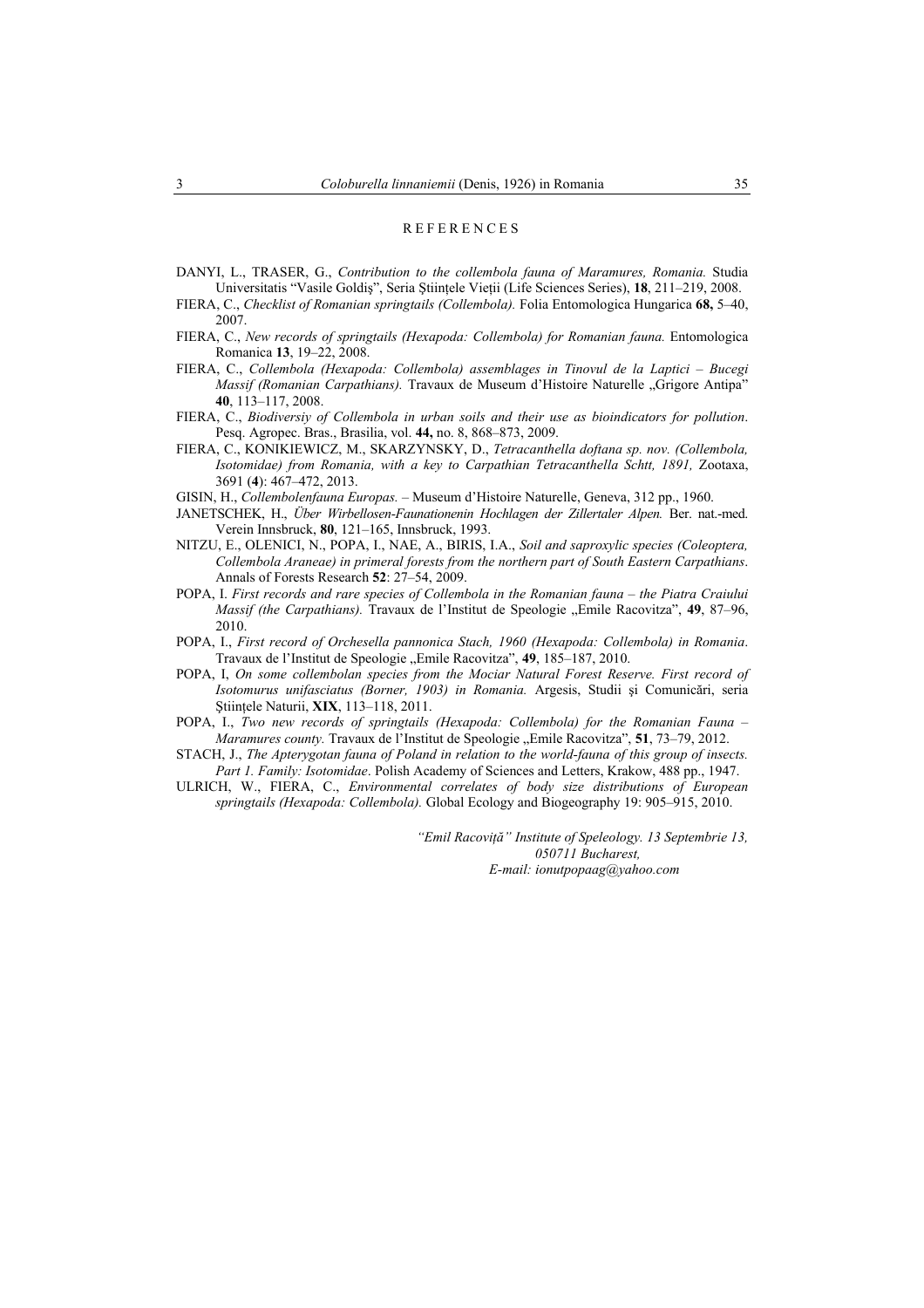## REFERENCES

DANYI, L., TRASER, G., *Contribution to the collembola fauna of Maramures, Romania.* Studia Universitatis "Vasile Goldiş", Seria Ştiinţele Vieţii (Life Sciences Series), **18**, 211–219, 2008.

FIERA, C., *Checklist of Romanian springtails (Collembola).* Folia Entomologica Hungarica **68,** 5–40, 2007.

FIERA, C., *New records of springtails (Hexapoda: Collembola) for Romanian fauna.* Entomologica Romanica **13**, 19–22, 2008.

FIERA, C., *Collembola (Hexapoda: Collembola) assemblages in Tinovul de la Laptici – Bucegi Massif (Romanian Carpathians).* Travaux de Museum d'Histoire Naturelle „Grigore Antipa" **40**, 113–117, 2008.

FIERA, C., *Biodiversiy of Collembola in urban soils and their use as bioindicators for pollution*. Pesq. Agropec. Bras., Brasilia, vol. **44,** no. 8, 868–873, 2009.

FIERA, C., KONIKIEWICZ, M., SKARZYNSKY, D., *Tetracanthella doftana sp. nov. (Collembola, Isotomidae) from Romania, with a key to Carpathian Tetracanthella Schtt, 1891,* Zootaxa, 3691 (**4**): 467–472, 2013.

GISIN, H., *Collembolenfauna Europas.* – Museum d'Histoire Naturelle, Geneva, 312 pp., 1960.

JANETSCHEK, H., *Über Wirbellosen-Faunationenin Hochlagen der Zillertaler Alpen.* Ber. nat.-med. Verein Innsbruck, **80**, 121–165, Innsbruck, 1993.

NITZU, E., OLENICI, N., POPA, I., NAE, A., BIRIS, I.A., *Soil and saproxylic species (Coleoptera, Collembola Araneae) in primeral forests from the northern part of South Eastern Carpathians*. Annals of Forests Research **52**: 27–54, 2009.

POPA, I. *First records and rare species of Collembola in the Romanian fauna – the Piatra Craiului Massif (the Carpathians).* Travaux de l'Institut de Speologie „Emile Racovitza", **49**, 87–96, 2010.

POPA, I., *First record of Orchesella pannonica Stach, 1960 (Hexapoda: Collembola) in Romania*. Travaux de l'Institut de Speologie „Emile Racovitza", **49**, 185–187, 2010.

POPA, I, *On some collembolan species from the Mociar Natural Forest Reserve. First record of Isotomurus unifasciatus (Borner, 1903) in Romania.* Argesis, Studii şi Comunicări, seria Ştiinţele Naturii, **XIX**, 113–118, 2011.

POPA, I., *Two new records of springtails (Hexapoda: Collembola) for the Romanian Fauna – Maramures county.* Travaux de l'Institut de Speologie „Emile Racovitza", **51**, 73–79, 2012.

STACH, J., *The Apterygotan fauna of Poland in relation to the world-fauna of this group of insects. Part 1. Family: Isotomidae*. Polish Academy of Sciences and Letters, Krakow, 488 pp., 1947.

ULRICH, W., FIERA, C., *Environmental correlates of body size distributions of European springtails (Hexapoda: Collembola).* Global Ecology and Biogeography 19: 905–915, 2010.

*"Emil Racoviță" Institute of Speleology. 13 Septembrie 13,*
*050711 Bucharest,*
*E-mail: ionutpopaag@yahoo.com*